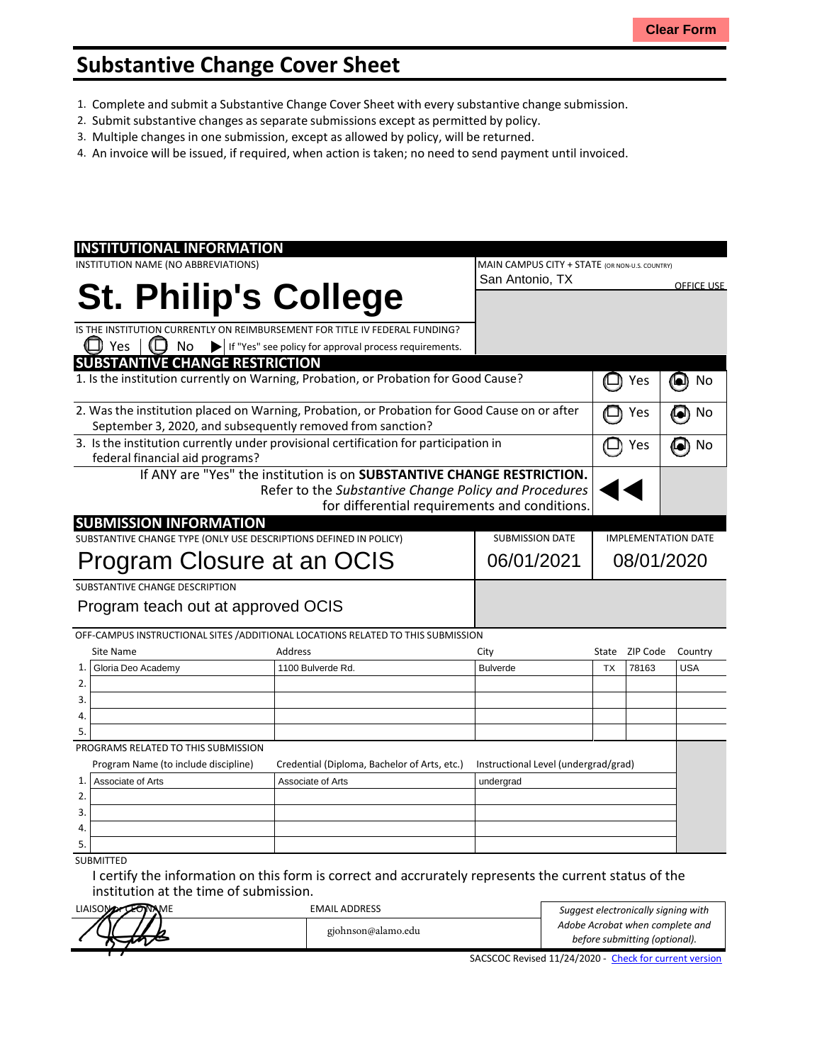# Substantive Change Cover Sheet

1. Complete and submit a Substantive Change Cover Sheet with every substantive change submission.
2. Submit substantive changes as separate submissions except as permitted by policy.
3. Multiple changes in one submission, except as allowed by policy, will be returned.
4. An invoice will be issued, if required, when action is taken; no need to send payment until invoiced.

## INSTITUTIONAL INFORMATION

INSTITUTION NAME (NO ABBREVIATIONS)

**St. Philip's College**

MAIN CAMPUS CITY + STATE (OR NON-U.S. COUNTRY)

San Antonio, TX

OFFICE USE

IS THE INSTITUTION CURRENTLY ON REIMBURSEMENT FOR TITLE IV FEDERAL FUNDING?

☐ Yes ☐ No ▶ If "Yes" see policy for approval process requirements.

## SUBSTANTIVE CHANGE RESTRICTION

| Question | Yes | No |
|---|---|---|
| 1. Is the institution currently on Warning, Probation, or Probation for Good Cause? | ☐ | ☒ |
| 2. Was the institution placed on Warning, Probation, or Probation for Good Cause on or after September 3, 2020, and subsequently removed from sanction? | ☐ | ☒ |
| 3. Is the institution currently under provisional certification for participation in federal financial aid programs? | ☐ | ☒ |

If ANY are "Yes" the institution is on **SUBSTANTIVE CHANGE RESTRICTION.** Refer to the *Substantive Change Policy and Procedures* for differential requirements and conditions.

## SUBMISSION INFORMATION

| SUBSTANTIVE CHANGE TYPE (ONLY USE DESCRIPTIONS DEFINED IN POLICY) | SUBMISSION DATE | IMPLEMENTATION DATE |
|---|---|---|
| Program Closure at an OCIS | 06/01/2021 | 08/01/2020 |

SUBSTANTIVE CHANGE DESCRIPTION

Program teach out at approved OCIS

OFF-CAMPUS INSTRUCTIONAL SITES /ADDITIONAL LOCATIONS RELATED TO THIS SUBMISSION

| | Site Name | Address | City | State | ZIP Code | Country |
|---|---|---|---|---|---|---|
| 1. | Gloria Deo Academy | 1100 Bulverde Rd. | Bulverde | TX | 78163 | USA |
| 2. | | | | | | |
| 3. | | | | | | |
| 4. | | | | | | |
| 5. | | | | | | |

PROGRAMS RELATED TO THIS SUBMISSION

| | Program Name (to include discipline) | Credential (Diploma, Bachelor of Arts, etc.) | Instructional Level (undergrad/grad) |
|---|---|---|---|
| 1. | Associate of Arts | Associate of Arts | undergrad |
| 2. | | | |
| 3. | | | |
| 4. | | | |
| 5. | | | |

SUBMITTED

I certify the information on this form is correct and accrurately represents the current status of the institution at the time of submission.

| LIAISON or CEO NAME | EMAIL ADDRESS | |
|---|---|---|
| [signature] | gjohnson@alamo.edu | *Suggest electronically signing with Adobe Acrobat when complete and before submitting (optional).* |

SACSCOC Revised 11/24/2020 - Check for current version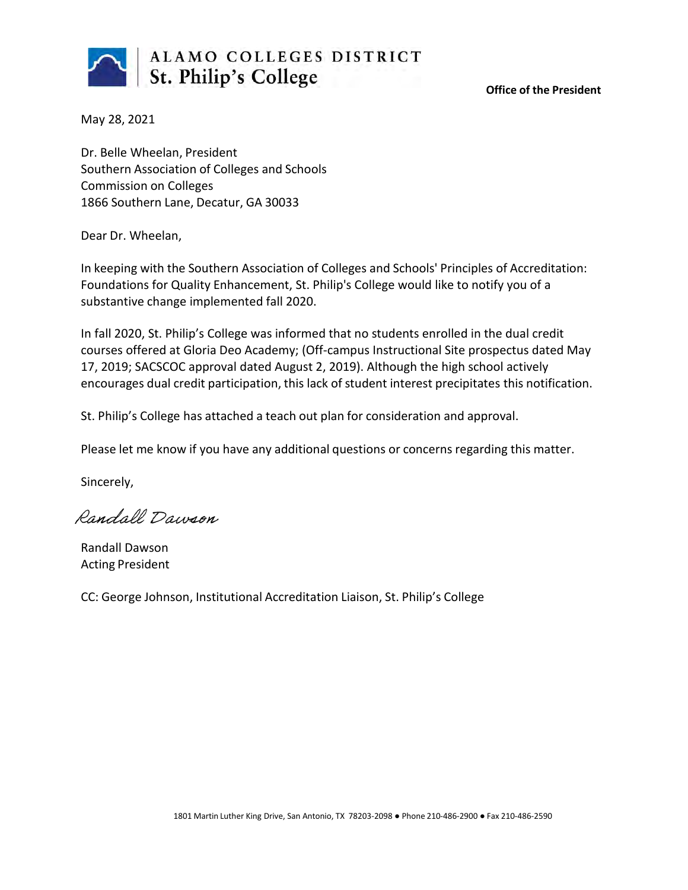**ALAMO COLLEGES DISTRICT**
**St. Philip's College**

**Office of the President**

May 28, 2021

Dr. Belle Wheelan, President
Southern Association of Colleges and Schools
Commission on Colleges
1866 Southern Lane, Decatur, GA 30033

Dear Dr. Wheelan,

In keeping with the Southern Association of Colleges and Schools' Principles of Accreditation: Foundations for Quality Enhancement, St. Philip's College would like to notify you of a substantive change implemented fall 2020.

In fall 2020, St. Philip's College was informed that no students enrolled in the dual credit courses offered at Gloria Deo Academy; (Off-campus Instructional Site prospectus dated May 17, 2019; SACSCOC approval dated August 2, 2019). Although the high school actively encourages dual credit participation, this lack of student interest precipitates this notification.

St. Philip's College has attached a teach out plan for consideration and approval.

Please let me know if you have any additional questions or concerns regarding this matter.

Sincerely,

*Randall Dawson*

Randall Dawson
Acting President

CC: George Johnson, Institutional Accreditation Liaison, St. Philip's College

1801 Martin Luther King Drive, San Antonio, TX 78203-2098 ● Phone 210-486-2900 ● Fax 210-486-2590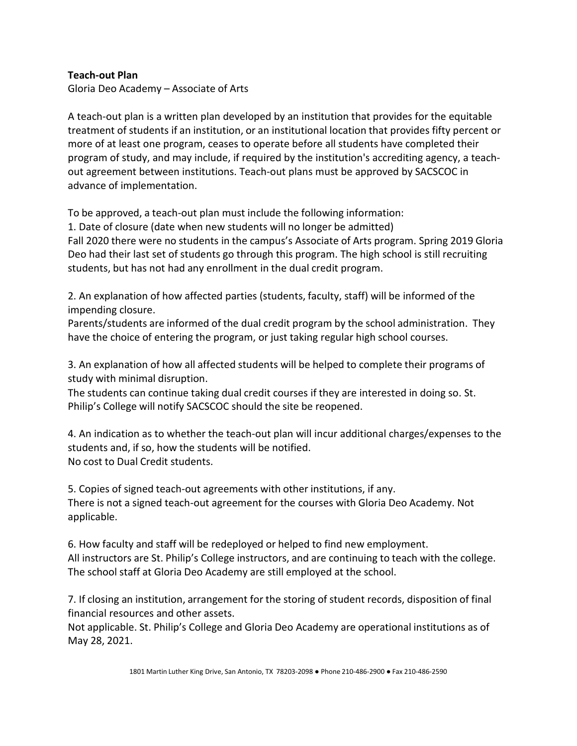**Teach-out Plan**

Gloria Deo Academy – Associate of Arts

A teach-out plan is a written plan developed by an institution that provides for the equitable treatment of students if an institution, or an institutional location that provides fifty percent or more of at least one program, ceases to operate before all students have completed their program of study, and may include, if required by the institution's accrediting agency, a teach-out agreement between institutions. Teach-out plans must be approved by SACSCOC in advance of implementation.

To be approved, a teach-out plan must include the following information:

1. Date of closure (date when new students will no longer be admitted)

Fall 2020 there were no students in the campus's Associate of Arts program. Spring 2019 Gloria Deo had their last set of students go through this program. The high school is still recruiting students, but has not had any enrollment in the dual credit program.

2. An explanation of how affected parties (students, faculty, staff) will be informed of the impending closure.

Parents/students are informed of the dual credit program by the school administration. They have the choice of entering the program, or just taking regular high school courses.

3. An explanation of how all affected students will be helped to complete their programs of study with minimal disruption.

The students can continue taking dual credit courses if they are interested in doing so. St. Philip's College will notify SACSCOC should the site be reopened.

4. An indication as to whether the teach-out plan will incur additional charges/expenses to the students and, if so, how the students will be notified.

No cost to Dual Credit students.

5. Copies of signed teach-out agreements with other institutions, if any.

There is not a signed teach-out agreement for the courses with Gloria Deo Academy. Not applicable.

6. How faculty and staff will be redeployed or helped to find new employment.

All instructors are St. Philip's College instructors, and are continuing to teach with the college. The school staff at Gloria Deo Academy are still employed at the school.

7. If closing an institution, arrangement for the storing of student records, disposition of final financial resources and other assets.

Not applicable. St. Philip's College and Gloria Deo Academy are operational institutions as of May 28, 2021.